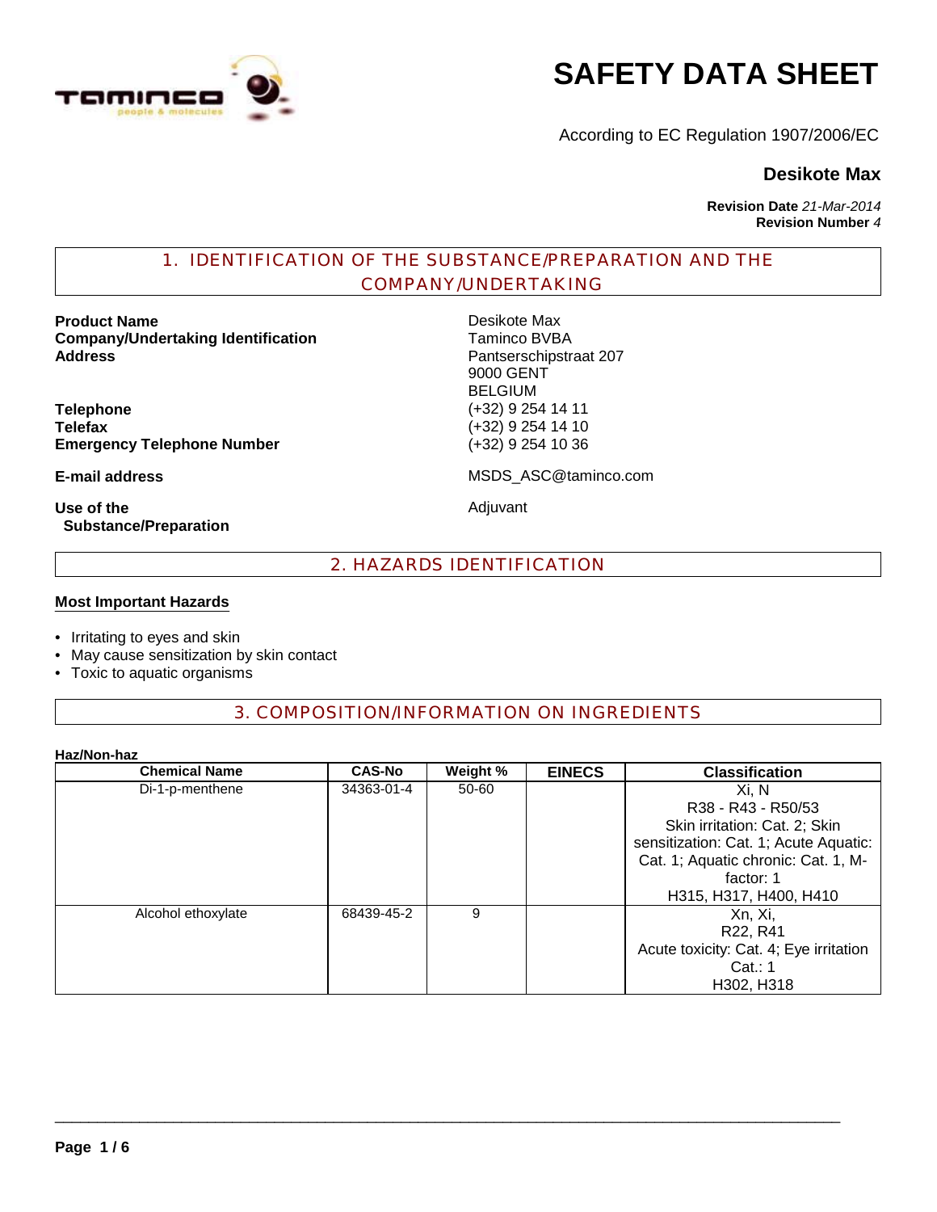# SAFETY DATA SHEET

According to EC Regulation 1907/2006/EC

**Desikote Max**

**Revision Date** *21-Mar-2014*
**Revision Number** *4*

## 1. IDENTIFICATION OF THE SUBSTANCE/PREPARATION AND THE COMPANY/UNDERTAKING

| | |
|---|---|
| **Product Name** | Desikote Max |
| **Company/Undertaking Identification** | Taminco BVBA |
| **Address** | Pantserschipstraat 207<br>9000 GENT<br>BELGIUM |
| **Telephone** | (+32) 9 254 14 11 |
| **Telefax** | (+32) 9 254 14 10 |
| **Emergency Telephone Number** | (+32) 9 254 10 36 |
| **E-mail address** | MSDS_ASC@taminco.com |
| **Use of the Substance/Preparation** | Adjuvant |

## 2. HAZARDS IDENTIFICATION

**Most Important Hazards**

- Irritating to eyes and skin
- May cause sensitization by skin contact
- Toxic to aquatic organisms

## 3. COMPOSITION/INFORMATION ON INGREDIENTS

**Haz/Non-haz**

| Chemical Name | CAS-No | Weight % | EINECS | Classification |
|---|---|---|---|---|
| Di-1-p-menthene | 34363-01-4 | 50-60 | | Xi, N<br>R38 - R43 - R50/53<br>Skin irritation: Cat. 2; Skin sensitization: Cat. 1; Acute Aquatic: Cat. 1; Aquatic chronic: Cat. 1, M-factor: 1<br>H315, H317, H400, H410 |
| Alcohol ethoxylate | 68439-45-2 | 9 | | Xn, Xi,<br>R22, R41<br>Acute toxicity: Cat. 4; Eye irritation Cat.: 1<br>H302, H318 |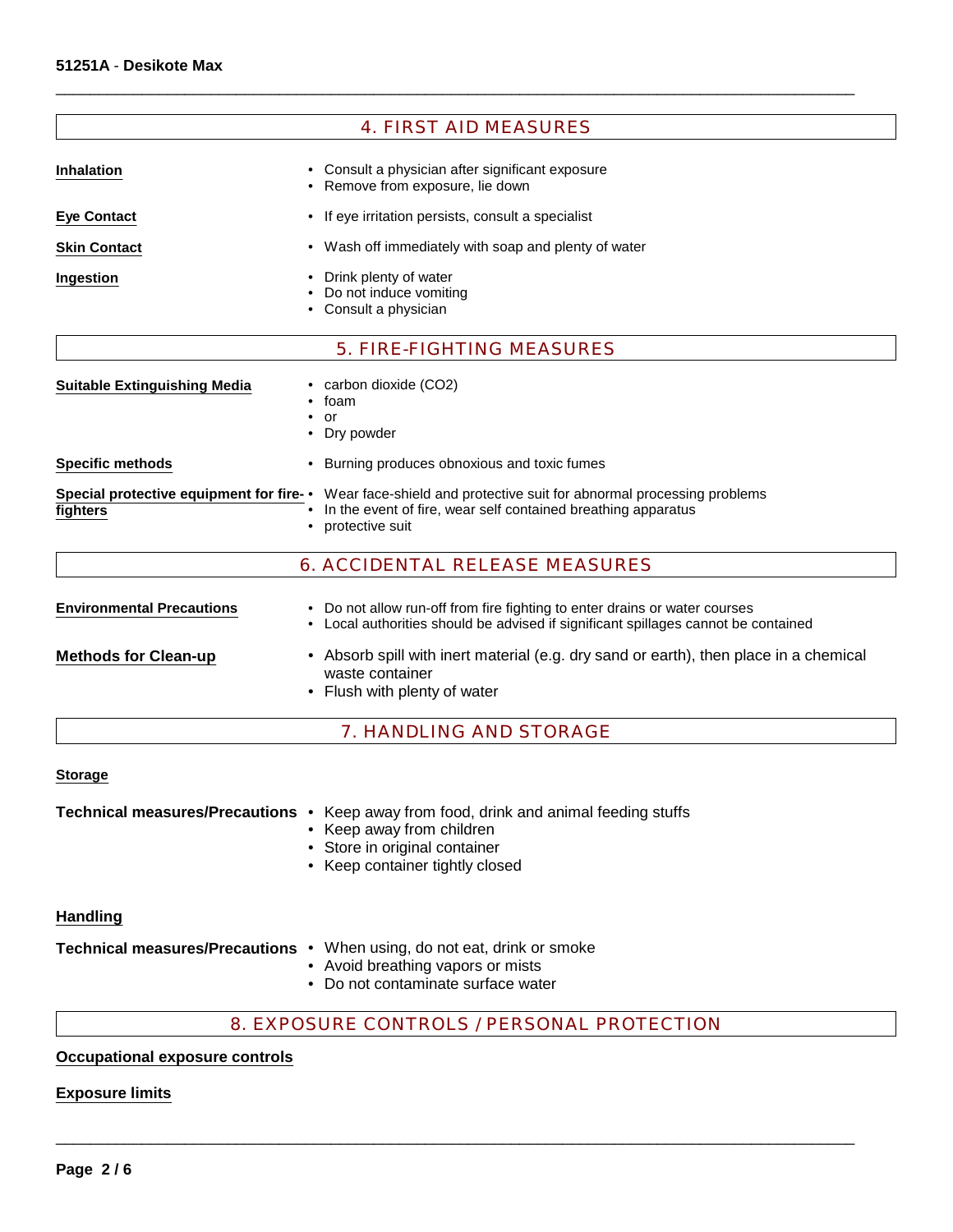## 4. FIRST AID MEASURES

**Inhalation**
- Consult a physician after significant exposure
- Remove from exposure, lie down

**Eye Contact**
- If eye irritation persists, consult a specialist

**Skin Contact**
- Wash off immediately with soap and plenty of water

**Ingestion**
- Drink plenty of water
- Do not induce vomiting
- Consult a physician

## 5. FIRE-FIGHTING MEASURES

**Suitable Extinguishing Media**
- carbon dioxide ($CO_2$)
- foam
- or
- Dry powder

**Specific methods**
- Burning produces obnoxious and toxic fumes

**Special protective equipment for fire-fighters**
- Wear face-shield and protective suit for abnormal processing problems
- In the event of fire, wear self contained breathing apparatus
- protective suit

## 6. ACCIDENTAL RELEASE MEASURES

**Environmental Precautions**
- Do not allow run-off from fire fighting to enter drains or water courses
- Local authorities should be advised if significant spillages cannot be contained

**Methods for Clean-up**
- Absorb spill with inert material (e.g. dry sand or earth), then place in a chemical waste container
- Flush with plenty of water

## 7. HANDLING AND STORAGE

**Storage**

**Technical measures/Precautions**
- Keep away from food, drink and animal feeding stuffs
- Keep away from children
- Store in original container
- Keep container tightly closed

**Handling**

**Technical measures/Precautions**
- When using, do not eat, drink or smoke
- Avoid breathing vapors or mists
- Do not contaminate surface water

## 8. EXPOSURE CONTROLS / PERSONAL PROTECTION

**Occupational exposure controls**

**Exposure limits**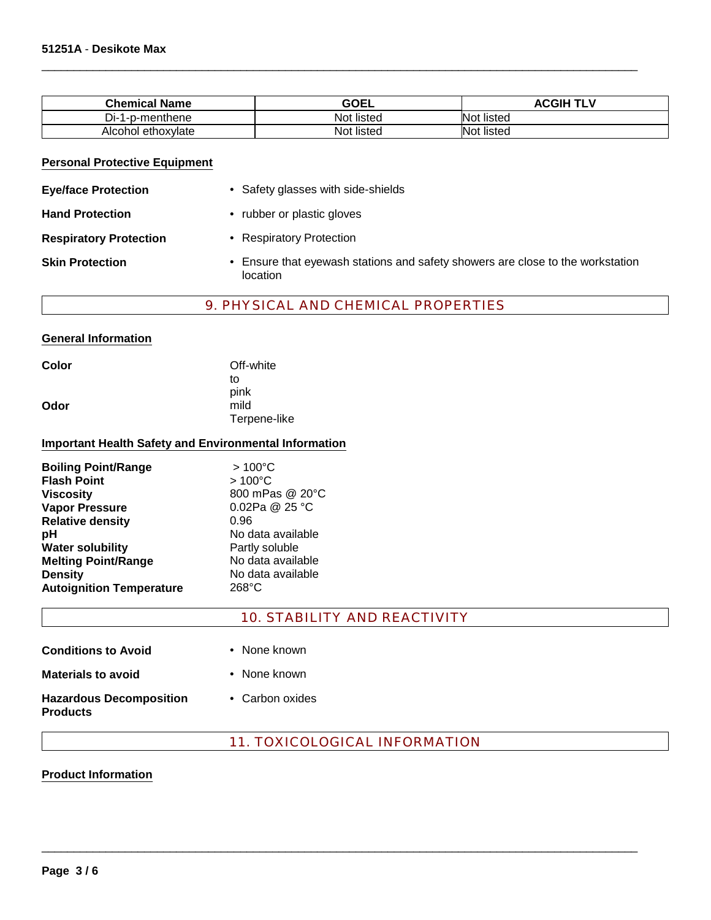| Chemical Name | GOEL | ACGIH TLV |
| --- | --- | --- |
| Di-1-p-menthene | Not listed | Not listed |
| Alcohol ethoxylate | Not listed | Not listed |

### Personal Protective Equipment

**Eye/face Protection**
- Safety glasses with side-shields

**Hand Protection**
- rubber or plastic gloves

**Respiratory Protection**
- Respiratory Protection

**Skin Protection**
- Ensure that eyewash stations and safety showers are close to the workstation location

## 9. PHYSICAL AND CHEMICAL PROPERTIES

### General Information

**Color** Off-white to pink

**Odor** mild Terpene-like

### Important Health Safety and Environmental Information

**Boiling Point/Range** > 100°C
**Flash Point** > 100°C
**Viscosity** 800 mPas @ 20°C
**Vapor Pressure** 0.02Pa @ 25 °C
**Relative density** 0.96
**pH** No data available
**Water solubility** Partly soluble
**Melting Point/Range** No data available
**Density** No data available
**Autoignition Temperature** 268°C

## 10. STABILITY AND REACTIVITY

**Conditions to Avoid**
- None known

**Materials to avoid**
- None known

**Hazardous Decomposition Products**
- Carbon oxides

## 11. TOXICOLOGICAL INFORMATION

### Product Information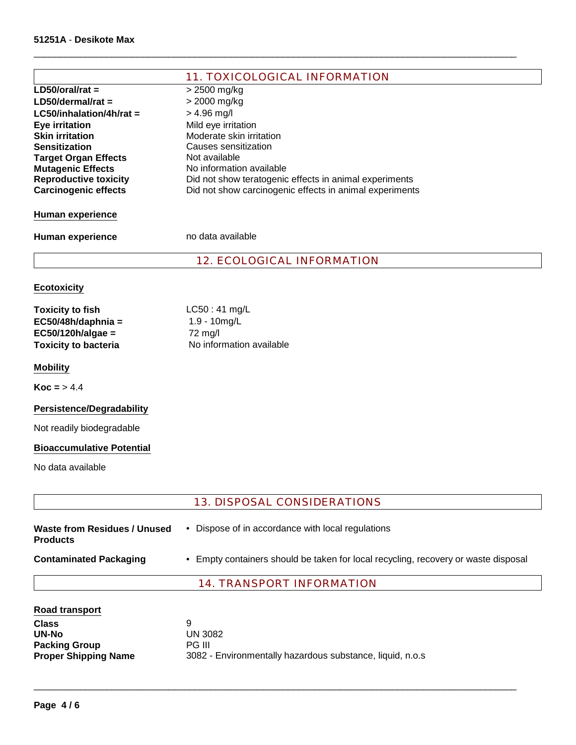## 11. TOXICOLOGICAL INFORMATION

| | |
|---|---|
| **LD50/oral/rat =** | > 2500 mg/kg |
| **LD50/dermal/rat =** | > 2000 mg/kg |
| **LC50/inhalation/4h/rat =** | > 4.96 mg/l |
| **Eye irritation** | Mild eye irritation |
| **Skin irritation** | Moderate skin irritation |
| **Sensitization** | Causes sensitization |
| **Target Organ Effects** | Not available |
| **Mutagenic Effects** | No information available |
| **Reproductive toxicity** | Did not show teratogenic effects in animal experiments |
| **Carcinogenic effects** | Did not show carcinogenic effects in animal experiments |

**Human experience**

| | |
|---|---|
| **Human experience** | no data available |

## 12. ECOLOGICAL INFORMATION

**Ecotoxicity**

| | |
|---|---|
| **Toxicity to fish** | LC50 : 41 mg/L |
| **EC50/48h/daphnia =** | 1.9 - 10mg/L |
| **EC50/120h/algae =** | 72 mg/l |
| **Toxicity to bacteria** | No information available |

**Mobility**

**Koc =** > 4.4

**Persistence/Degradability**

Not readily biodegradable

**Bioaccumulative Potential**

No data available

## 13. DISPOSAL CONSIDERATIONS

| | |
|---|---|
| **Waste from Residues / Unused Products** | • Dispose of in accordance with local regulations |
| **Contaminated Packaging** | • Empty containers should be taken for local recycling, recovery or waste disposal |

## 14. TRANSPORT INFORMATION

**Road transport**

| | |
|---|---|
| **Class** | 9 |
| **UN-No** | UN 3082 |
| **Packing Group** | PG III |
| **Proper Shipping Name** | 3082 - Environmentally hazardous substance, liquid, n.o.s |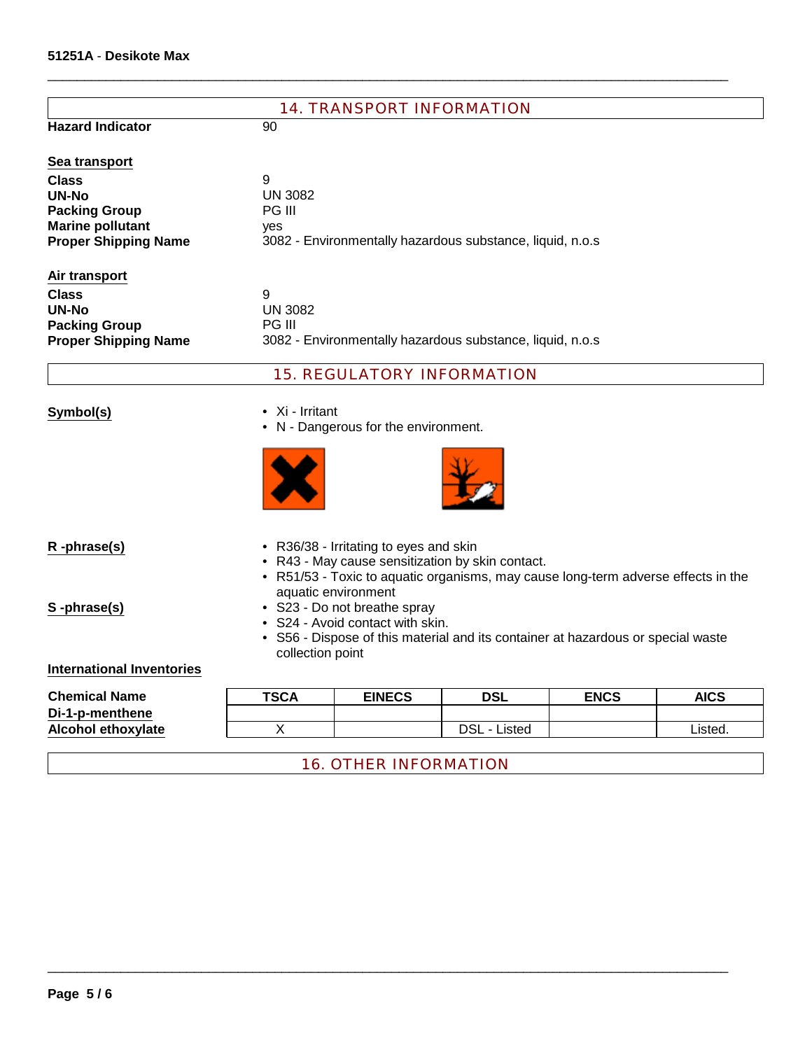## 14. TRANSPORT INFORMATION

**Hazard Indicator** 90

**Sea transport**

| | |
|---|---|
| **Class** | 9 |
| **UN-No** | UN 3082 |
| **Packing Group** | PG III |
| **Marine pollutant** | yes |
| **Proper Shipping Name** | 3082 - Environmentally hazardous substance, liquid, n.o.s |

**Air transport**

| | |
|---|---|
| **Class** | 9 |
| **UN-No** | UN 3082 |
| **Packing Group** | PG III |
| **Proper Shipping Name** | 3082 - Environmentally hazardous substance, liquid, n.o.s |

## 15. REGULATORY INFORMATION

**Symbol(s)**

- Xi - Irritant
- N - Dangerous for the environment.

**R -phrase(s)**

- R36/38 - Irritating to eyes and skin
- R43 - May cause sensitization by skin contact.
- R51/53 - Toxic to aquatic organisms, may cause long-term adverse effects in the aquatic environment

**S -phrase(s)**

- S23 - Do not breathe spray
- S24 - Avoid contact with skin.
- S56 - Dispose of this material and its container at hazardous or special waste collection point

**International Inventories**

| Chemical Name | TSCA | EINECS | DSL | ENCS | AICS |
|---|---|---|---|---|---|
| Di-1-p-menthene | | | | | |
| Alcohol ethoxylate | X | | DSL - Listed | | Listed. |

## 16. OTHER INFORMATION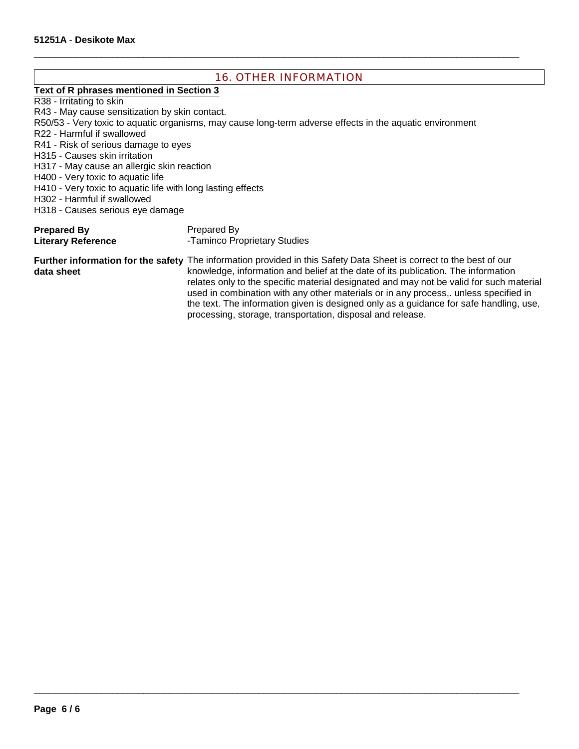## 16. OTHER INFORMATION

**Text of R phrases mentioned in Section 3**

R38 - Irritating to skin
R43 - May cause sensitization by skin contact.
R50/53 - Very toxic to aquatic organisms, may cause long-term adverse effects in the aquatic environment
R22 - Harmful if swallowed
R41 - Risk of serious damage to eyes
H315 - Causes skin irritation
H317 - May cause an allergic skin reaction
H400 - Very toxic to aquatic life
H410 - Very toxic to aquatic life with long lasting effects
H302 - Harmful if swallowed
H318 - Causes serious eye damage

**Prepared By** Prepared By
**Literary Reference** -Taminco Proprietary Studies

**Further information for the safety data sheet** The information provided in this Safety Data Sheet is correct to the best of our knowledge, information and belief at the date of its publication. The information relates only to the specific material designated and may not be valid for such material used in combination with any other materials or in any process,. unless specified in the text. The information given is designed only as a guidance for safe handling, use, processing, storage, transportation, disposal and release.